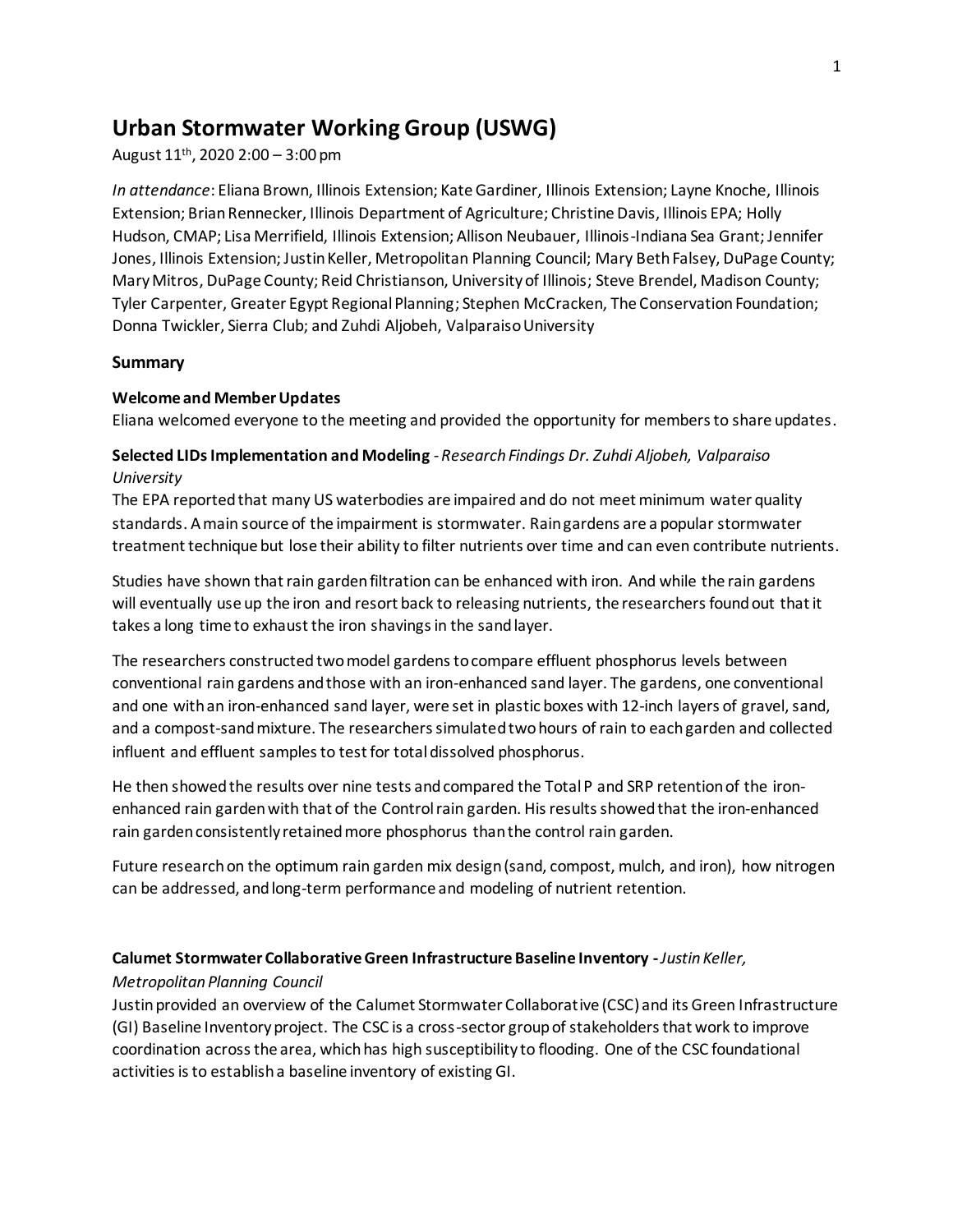# Urban Stormwater Working Group (USWG)

August 11th, 2020 2:00 – 3:00 pm

*In attendance*: Eliana Brown, Illinois Extension; Kate Gardiner, Illinois Extension; Layne Knoche, Illinois Extension; Brian Rennecker, Illinois Department of Agriculture; Christine Davis, Illinois EPA; Holly Hudson, CMAP; Lisa Merrifield, Illinois Extension; Allison Neubauer, Illinois-Indiana Sea Grant; Jennifer Jones, Illinois Extension; Justin Keller, Metropolitan Planning Council; Mary Beth Falsey, DuPage County; Mary Mitros, DuPage County; Reid Christianson, University of Illinois; Steve Brendel, Madison County; Tyler Carpenter, Greater Egypt Regional Planning; Stephen McCracken, The Conservation Foundation; Donna Twickler, Sierra Club; and Zuhdi Aljobeh, Valparaiso University

## Summary

### Welcome and Member Updates

Eliana welcomed everyone to the meeting and provided the opportunity for members to share updates.

### Selected LIDs Implementation and Modeling - *Research Findings Dr. Zuhdi Aljobeh, Valparaiso University*

The EPA reported that many US waterbodies are impaired and do not meet minimum water quality standards. A main source of the impairment is stormwater. Rain gardens are a popular stormwater treatment technique but lose their ability to filter nutrients over time and can even contribute nutrients.

Studies have shown that rain garden filtration can be enhanced with iron. And while the rain gardens will eventually use up the iron and resort back to releasing nutrients, the researchers found out that it takes a long time to exhaust the iron shavings in the sand layer.

The researchers constructed two model gardens to compare effluent phosphorus levels between conventional rain gardens and those with an iron-enhanced sand layer. The gardens, one conventional and one with an iron-enhanced sand layer, were set in plastic boxes with 12-inch layers of gravel, sand, and a compost-sand mixture. The researchers simulated two hours of rain to each garden and collected influent and effluent samples to test for total dissolved phosphorus.

He then showed the results over nine tests and compared the Total P and SRP retention of the iron-enhanced rain garden with that of the Control rain garden. His results showed that the iron-enhanced rain garden consistently retained more phosphorus than the control rain garden.

Future research on the optimum rain garden mix design (sand, compost, mulch, and iron), how nitrogen can be addressed, and long-term performance and modeling of nutrient retention.

### Calumet Stormwater Collaborative Green Infrastructure Baseline Inventory - *Justin Keller, Metropolitan Planning Council*

Justin provided an overview of the Calumet Stormwater Collaborative (CSC) and its Green Infrastructure (GI) Baseline Inventory project. The CSC is a cross-sector group of stakeholders that work to improve coordination across the area, which has high susceptibility to flooding. One of the CSC foundational activities is to establish a baseline inventory of existing GI.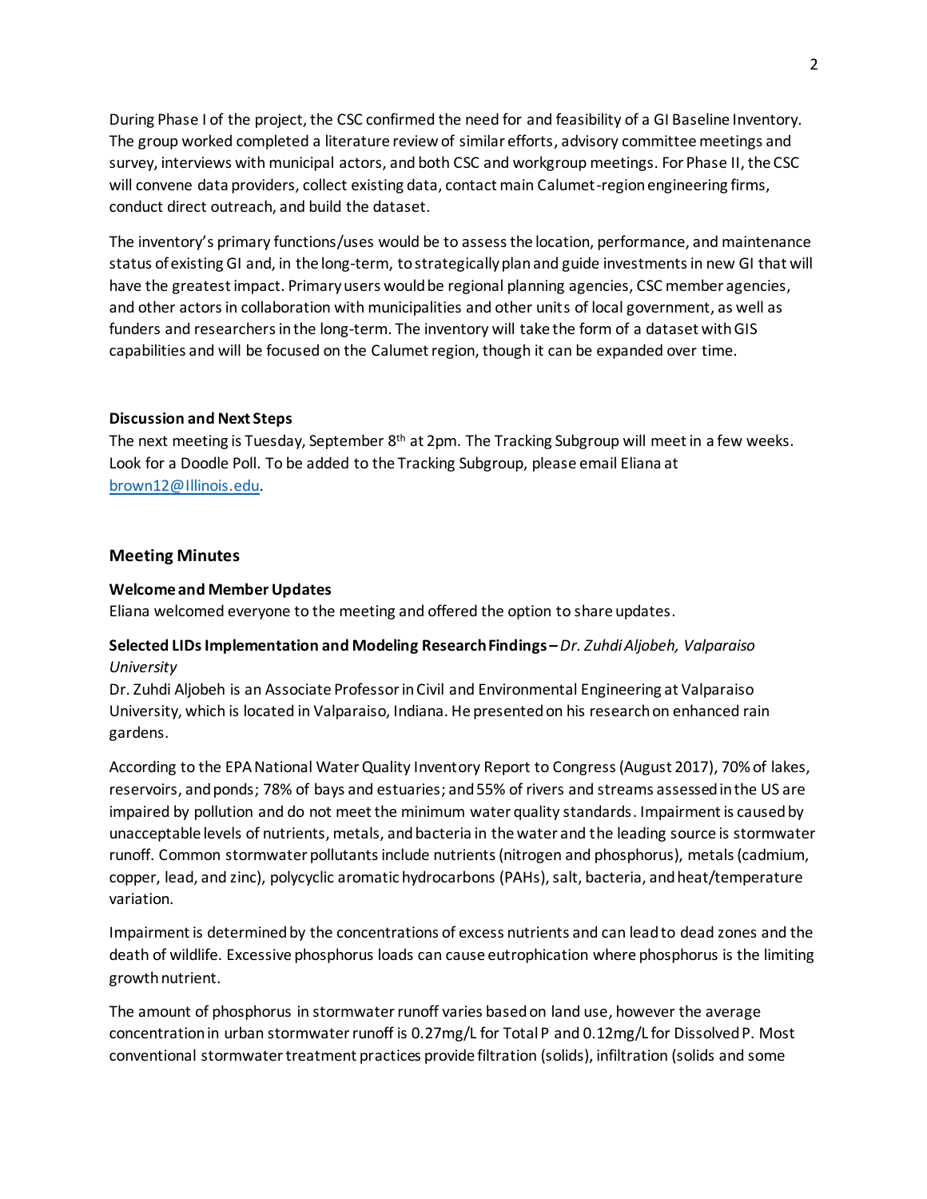During Phase I of the project, the CSC confirmed the need for and feasibility of a GI Baseline Inventory. The group worked completed a literature review of similar efforts, advisory committee meetings and survey, interviews with municipal actors, and both CSC and workgroup meetings. For Phase II, the CSC will convene data providers, collect existing data, contact main Calumet-region engineering firms, conduct direct outreach, and build the dataset.

The inventory's primary functions/uses would be to assess the location, performance, and maintenance status of existing GI and, in the long-term, to strategically plan and guide investments in new GI that will have the greatest impact. Primary users would be regional planning agencies, CSC member agencies, and other actors in collaboration with municipalities and other units of local government, as well as funders and researchers in the long-term. The inventory will take the form of a dataset with GIS capabilities and will be focused on the Calumet region, though it can be expanded over time.

**Discussion and Next Steps**

The next meeting is Tuesday, September 8th at 2pm. The Tracking Subgroup will meet in a few weeks. Look for a Doodle Poll. To be added to the Tracking Subgroup, please email Eliana at brown12@Illinois.edu.

### Meeting Minutes

**Welcome and Member Updates**

Eliana welcomed everyone to the meeting and offered the option to share updates.

**Selected LIDs Implementation and Modeling Research Findings –** *Dr. Zuhdi Aljobeh, Valparaiso University*

Dr. Zuhdi Aljobeh is an Associate Professor in Civil and Environmental Engineering at Valparaiso University, which is located in Valparaiso, Indiana. He presented on his research on enhanced rain gardens.

According to the EPA National Water Quality Inventory Report to Congress (August 2017), 70% of lakes, reservoirs, and ponds; 78% of bays and estuaries; and 55% of rivers and streams assessed in the US are impaired by pollution and do not meet the minimum water quality standards. Impairment is caused by unacceptable levels of nutrients, metals, and bacteria in the water and the leading source is stormwater runoff. Common stormwater pollutants include nutrients (nitrogen and phosphorus), metals (cadmium, copper, lead, and zinc), polycyclic aromatic hydrocarbons (PAHs), salt, bacteria, and heat/temperature variation.

Impairment is determined by the concentrations of excess nutrients and can lead to dead zones and the death of wildlife. Excessive phosphorus loads can cause eutrophication where phosphorus is the limiting growth nutrient.

The amount of phosphorus in stormwater runoff varies based on land use, however the average concentration in urban stormwater runoff is 0.27mg/L for Total P and 0.12mg/L for Dissolved P. Most conventional stormwater treatment practices provide filtration (solids), infiltration (solids and some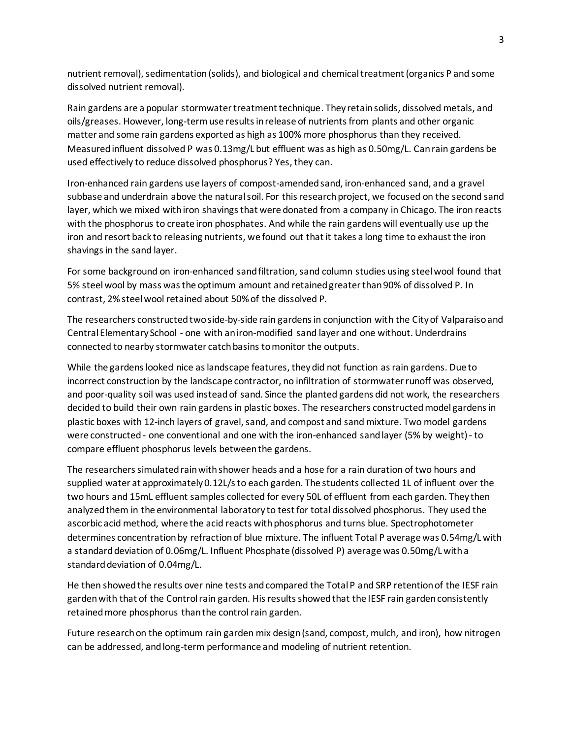nutrient removal), sedimentation (solids), and biological and chemical treatment (organics P and some dissolved nutrient removal).

Rain gardens are a popular stormwater treatment technique. They retain solids, dissolved metals, and oils/greases. However, long-term use results in release of nutrients from plants and other organic matter and some rain gardens exported as high as 100% more phosphorus than they received. Measured influent dissolved P was 0.13mg/L but effluent was as high as 0.50mg/L. Can rain gardens be used effectively to reduce dissolved phosphorus? Yes, they can.

Iron-enhanced rain gardens use layers of compost-amended sand, iron-enhanced sand, and a gravel subbase and underdrain above the natural soil. For this research project, we focused on the second sand layer, which we mixed with iron shavings that were donated from a company in Chicago. The iron reacts with the phosphorus to create iron phosphates. And while the rain gardens will eventually use up the iron and resort back to releasing nutrients, we found out that it takes a long time to exhaust the iron shavings in the sand layer.

For some background on iron-enhanced sand filtration, sand column studies using steel wool found that 5% steel wool by mass was the optimum amount and retained greater than 90% of dissolved P. In contrast, 2% steel wool retained about 50% of the dissolved P.

The researchers constructed two side-by-side rain gardens in conjunction with the City of Valparaiso and Central Elementary School - one with an iron-modified sand layer and one without. Underdrains connected to nearby stormwater catch basins to monitor the outputs.

While the gardens looked nice as landscape features, they did not function as rain gardens. Due to incorrect construction by the landscape contractor, no infiltration of stormwater runoff was observed, and poor-quality soil was used instead of sand. Since the planted gardens did not work, the researchers decided to build their own rain gardens in plastic boxes. The researchers constructed model gardens in plastic boxes with 12-inch layers of gravel, sand, and compost and sand mixture. Two model gardens were constructed - one conventional and one with the iron-enhanced sand layer (5% by weight) - to compare effluent phosphorus levels between the gardens.

The researchers simulated rain with shower heads and a hose for a rain duration of two hours and supplied water at approximately 0.12L/s to each garden. The students collected 1L of influent over the two hours and 15mL effluent samples collected for every 50L of effluent from each garden. They then analyzed them in the environmental laboratory to test for total dissolved phosphorus. They used the ascorbic acid method, where the acid reacts with phosphorus and turns blue. Spectrophotometer determines concentration by refraction of blue mixture. The influent Total P average was 0.54mg/L with a standard deviation of 0.06mg/L. Influent Phosphate (dissolved P) average was 0.50mg/L with a standard deviation of 0.04mg/L.

He then showed the results over nine tests and compared the Total P and SRP retention of the IESF rain garden with that of the Control rain garden. His results showed that the IESF rain garden consistently retained more phosphorus than the control rain garden.

Future research on the optimum rain garden mix design (sand, compost, mulch, and iron), how nitrogen can be addressed, and long-term performance and modeling of nutrient retention.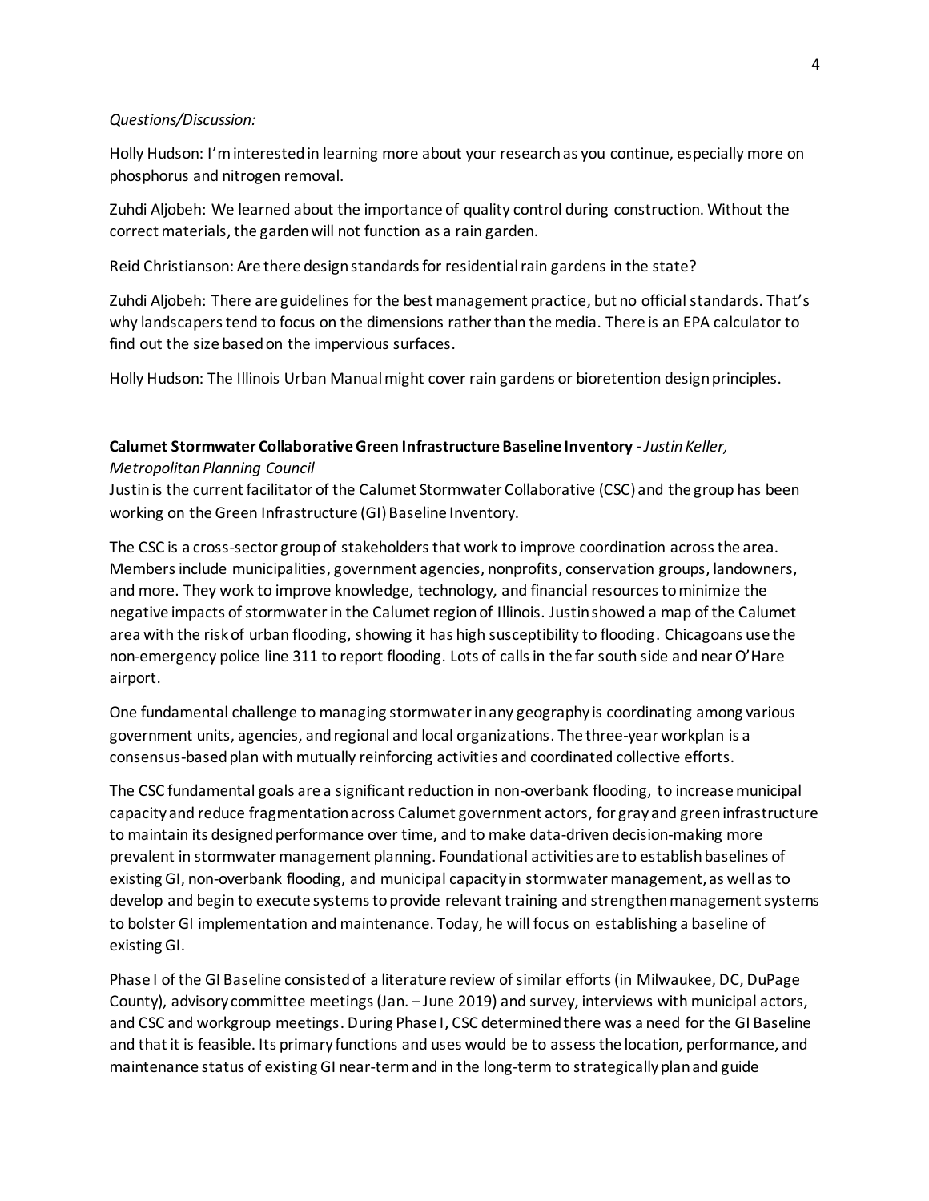*Questions/Discussion:*

Holly Hudson: I'm interested in learning more about your research as you continue, especially more on phosphorus and nitrogen removal.

Zuhdi Aljobeh: We learned about the importance of quality control during construction. Without the correct materials, the garden will not function as a rain garden.

Reid Christianson: Are there design standards for residential rain gardens in the state?

Zuhdi Aljobeh: There are guidelines for the best management practice, but no official standards. That's why landscapers tend to focus on the dimensions rather than the media. There is an EPA calculator to find out the size based on the impervious surfaces.

Holly Hudson: The Illinois Urban Manual might cover rain gardens or bioretention design principles.

**Calumet Stormwater Collaborative Green Infrastructure Baseline Inventory -** *Justin Keller, Metropolitan Planning Council*

Justin is the current facilitator of the Calumet Stormwater Collaborative (CSC) and the group has been working on the Green Infrastructure (GI) Baseline Inventory.

The CSC is a cross-sector group of stakeholders that work to improve coordination across the area. Members include municipalities, government agencies, nonprofits, conservation groups, landowners, and more. They work to improve knowledge, technology, and financial resources to minimize the negative impacts of stormwater in the Calumet region of Illinois. Justin showed a map of the Calumet area with the risk of urban flooding, showing it has high susceptibility to flooding. Chicagoans use the non-emergency police line 311 to report flooding. Lots of calls in the far south side and near O'Hare airport.

One fundamental challenge to managing stormwater in any geography is coordinating among various government units, agencies, and regional and local organizations. The three-year workplan is a consensus-based plan with mutually reinforcing activities and coordinated collective efforts.

The CSC fundamental goals are a significant reduction in non-overbank flooding, to increase municipal capacity and reduce fragmentation across Calumet government actors, for gray and green infrastructure to maintain its designed performance over time, and to make data-driven decision-making more prevalent in stormwater management planning. Foundational activities are to establish baselines of existing GI, non-overbank flooding, and municipal capacity in stormwater management, as well as to develop and begin to execute systems to provide relevant training and strengthen management systems to bolster GI implementation and maintenance. Today, he will focus on establishing a baseline of existing GI.

Phase I of the GI Baseline consisted of a literature review of similar efforts (in Milwaukee, DC, DuPage County), advisory committee meetings (Jan. – June 2019) and survey, interviews with municipal actors, and CSC and workgroup meetings. During Phase I, CSC determined there was a need for the GI Baseline and that it is feasible. Its primary functions and uses would be to assess the location, performance, and maintenance status of existing GI near-term and in the long-term to strategically plan and guide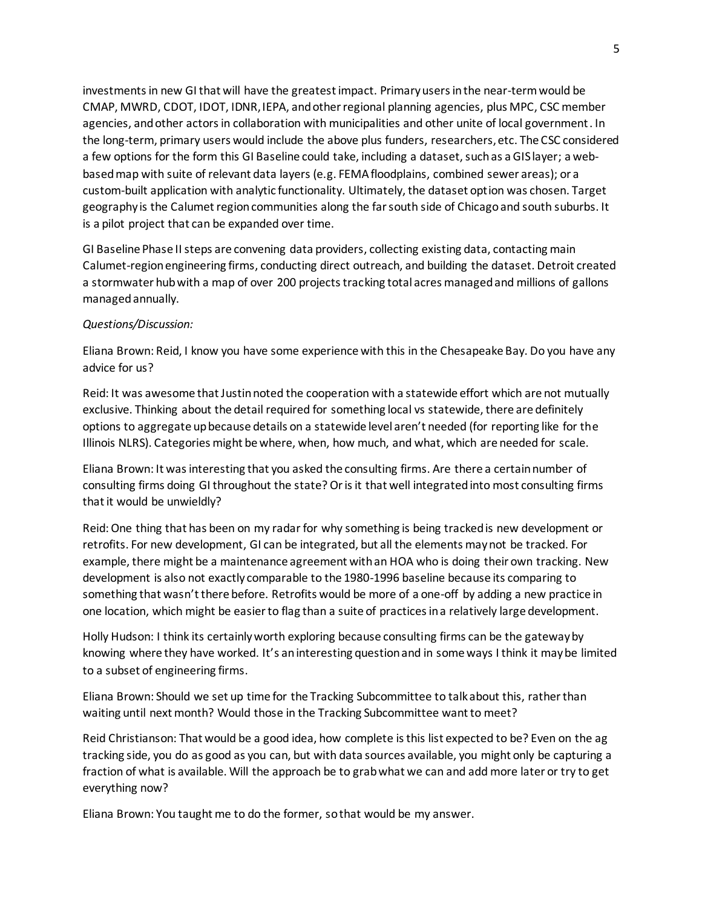investments in new GI that will have the greatest impact. Primary users in the near-term would be CMAP, MWRD, CDOT, IDOT, IDNR, IEPA, and other regional planning agencies, plus MPC, CSC member agencies, and other actors in collaboration with municipalities and other unite of local government. In the long-term, primary users would include the above plus funders, researchers, etc. The CSC considered a few options for the form this GI Baseline could take, including a dataset, such as a GIS layer; a web-based map with suite of relevant data layers (e.g. FEMA floodplains, combined sewer areas); or a custom-built application with analytic functionality. Ultimately, the dataset option was chosen. Target geography is the Calumet region communities along the far south side of Chicago and south suburbs. It is a pilot project that can be expanded over time.

GI Baseline Phase II steps are convening data providers, collecting existing data, contacting main Calumet-region engineering firms, conducting direct outreach, and building the dataset. Detroit created a stormwater hub with a map of over 200 projects tracking total acres managed and millions of gallons managed annually.

*Questions/Discussion:*

Eliana Brown: Reid, I know you have some experience with this in the Chesapeake Bay. Do you have any advice for us?

Reid: It was awesome that Justin noted the cooperation with a statewide effort which are not mutually exclusive. Thinking about the detail required for something local vs statewide, there are definitely options to aggregate up because details on a statewide level aren't needed (for reporting like for the Illinois NLRS). Categories might be where, when, how much, and what, which are needed for scale.

Eliana Brown: It was interesting that you asked the consulting firms. Are there a certain number of consulting firms doing GI throughout the state? Or is it that well integrated into most consulting firms that it would be unwieldly?

Reid: One thing that has been on my radar for why something is being tracked is new development or retrofits. For new development, GI can be integrated, but all the elements may not be tracked. For example, there might be a maintenance agreement with an HOA who is doing their own tracking. New development is also not exactly comparable to the 1980-1996 baseline because its comparing to something that wasn't there before. Retrofits would be more of a one-off by adding a new practice in one location, which might be easier to flag than a suite of practices in a relatively large development.

Holly Hudson: I think its certainly worth exploring because consulting firms can be the gateway by knowing where they have worked. It's an interesting question and in some ways I think it may be limited to a subset of engineering firms.

Eliana Brown: Should we set up time for the Tracking Subcommittee to talk about this, rather than waiting until next month? Would those in the Tracking Subcommittee want to meet?

Reid Christianson: That would be a good idea, how complete is this list expected to be? Even on the ag tracking side, you do as good as you can, but with data sources available, you might only be capturing a fraction of what is available. Will the approach be to grab what we can and add more later or try to get everything now?

Eliana Brown: You taught me to do the former, so that would be my answer.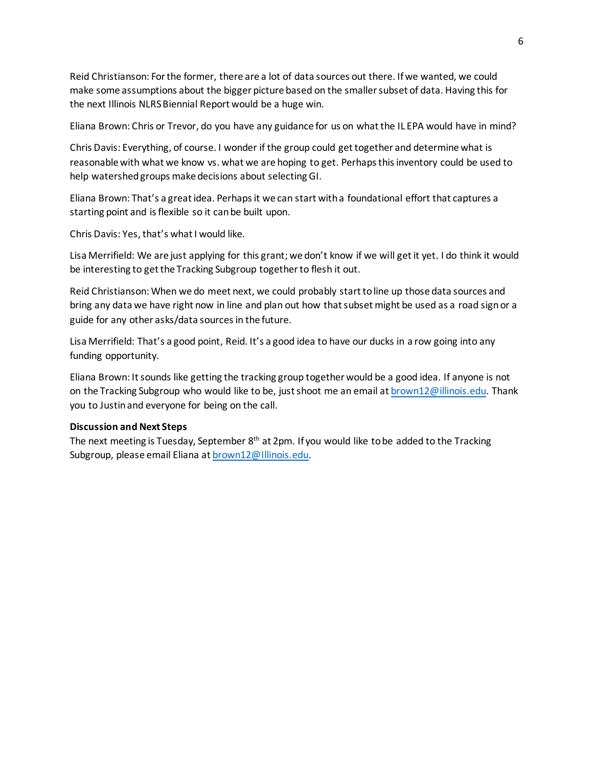Reid Christianson: For the former, there are a lot of data sources out there. If we wanted, we could make some assumptions about the bigger picture based on the smaller subset of data. Having this for the next Illinois NLRS Biennial Report would be a huge win.

Eliana Brown: Chris or Trevor, do you have any guidance for us on what the IL EPA would have in mind?

Chris Davis: Everything, of course. I wonder if the group could get together and determine what is reasonable with what we know vs. what we are hoping to get. Perhaps this inventory could be used to help watershed groups make decisions about selecting GI.

Eliana Brown: That's a great idea. Perhaps it we can start with a foundational effort that captures a starting point and is flexible so it can be built upon.

Chris Davis: Yes, that's what I would like.

Lisa Merrifield: We are just applying for this grant; we don't know if we will get it yet. I do think it would be interesting to get the Tracking Subgroup together to flesh it out.

Reid Christianson: When we do meet next, we could probably start to line up those data sources and bring any data we have right now in line and plan out how that subset might be used as a road sign or a guide for any other asks/data sources in the future.

Lisa Merrifield: That's a good point, Reid. It's a good idea to have our ducks in a row going into any funding opportunity.

Eliana Brown: It sounds like getting the tracking group together would be a good idea. If anyone is not on the Tracking Subgroup who would like to be, just shoot me an email at brown12@illinois.edu. Thank you to Justin and everyone for being on the call.

**Discussion and Next Steps**

The next meeting is Tuesday, September 8th at 2pm. If you would like to be added to the Tracking Subgroup, please email Eliana at brown12@Illinois.edu.